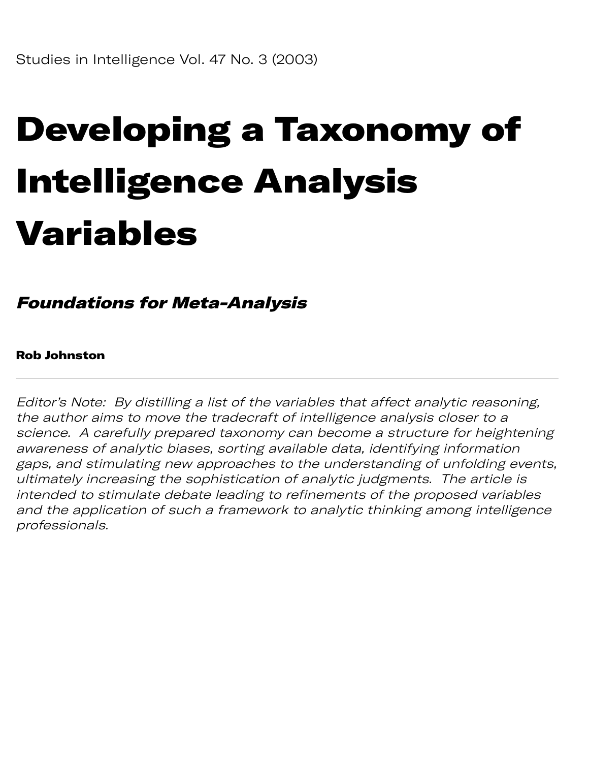Studies in Intelligence Vol. 47 No. 3 (2003)

# Developing a Taxonomy of Intelligence Analysis Variables

## *Foundations for Meta-Analysis*

**Rob Johnston**

---

*Editor's Note: By distilling a list of the variables that affect analytic reasoning, the author aims to move the tradecraft of intelligence analysis closer to a science. A carefully prepared taxonomy can become a structure for heightening awareness of analytic biases, sorting available data, identifying information gaps, and stimulating new approaches to the understanding of unfolding events, ultimately increasing the sophistication of analytic judgments. The article is intended to stimulate debate leading to refinements of the proposed variables and the application of such a framework to analytic thinking among intelligence professionals.*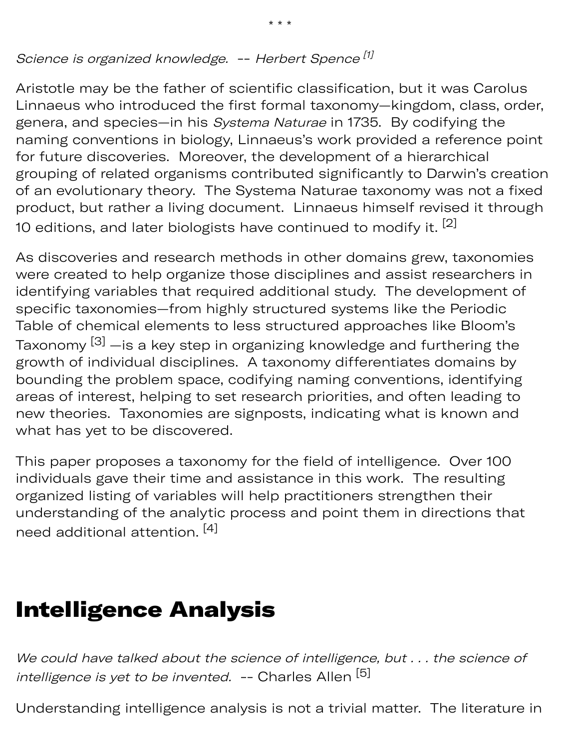* * *

*Science is organized knowledge.* -- *Herbert Spence* [1]

Aristotle may be the father of scientific classification, but it was Carolus Linnaeus who introduced the first formal taxonomy—kingdom, class, order, genera, and species—in his *Systema Naturae* in 1735. By codifying the naming conventions in biology, Linnaeus's work provided a reference point for future discoveries. Moreover, the development of a hierarchical grouping of related organisms contributed significantly to Darwin's creation of an evolutionary theory. The Systema Naturae taxonomy was not a fixed product, but rather a living document. Linnaeus himself revised it through 10 editions, and later biologists have continued to modify it. [2]

As discoveries and research methods in other domains grew, taxonomies were created to help organize those disciplines and assist researchers in identifying variables that required additional study. The development of specific taxonomies—from highly structured systems like the Periodic Table of chemical elements to less structured approaches like Bloom's Taxonomy [3] —is a key step in organizing knowledge and furthering the growth of individual disciplines. A taxonomy differentiates domains by bounding the problem space, codifying naming conventions, identifying areas of interest, helping to set research priorities, and often leading to new theories. Taxonomies are signposts, indicating what is known and what has yet to be discovered.

This paper proposes a taxonomy for the field of intelligence. Over 100 individuals gave their time and assistance in this work. The resulting organized listing of variables will help practitioners strengthen their understanding of the analytic process and point them in directions that need additional attention. [4]

# Intelligence Analysis

*We could have talked about the science of intelligence, but . . . the science of intelligence is yet to be invented.* -- Charles Allen [5]

Understanding intelligence analysis is not a trivial matter. The literature in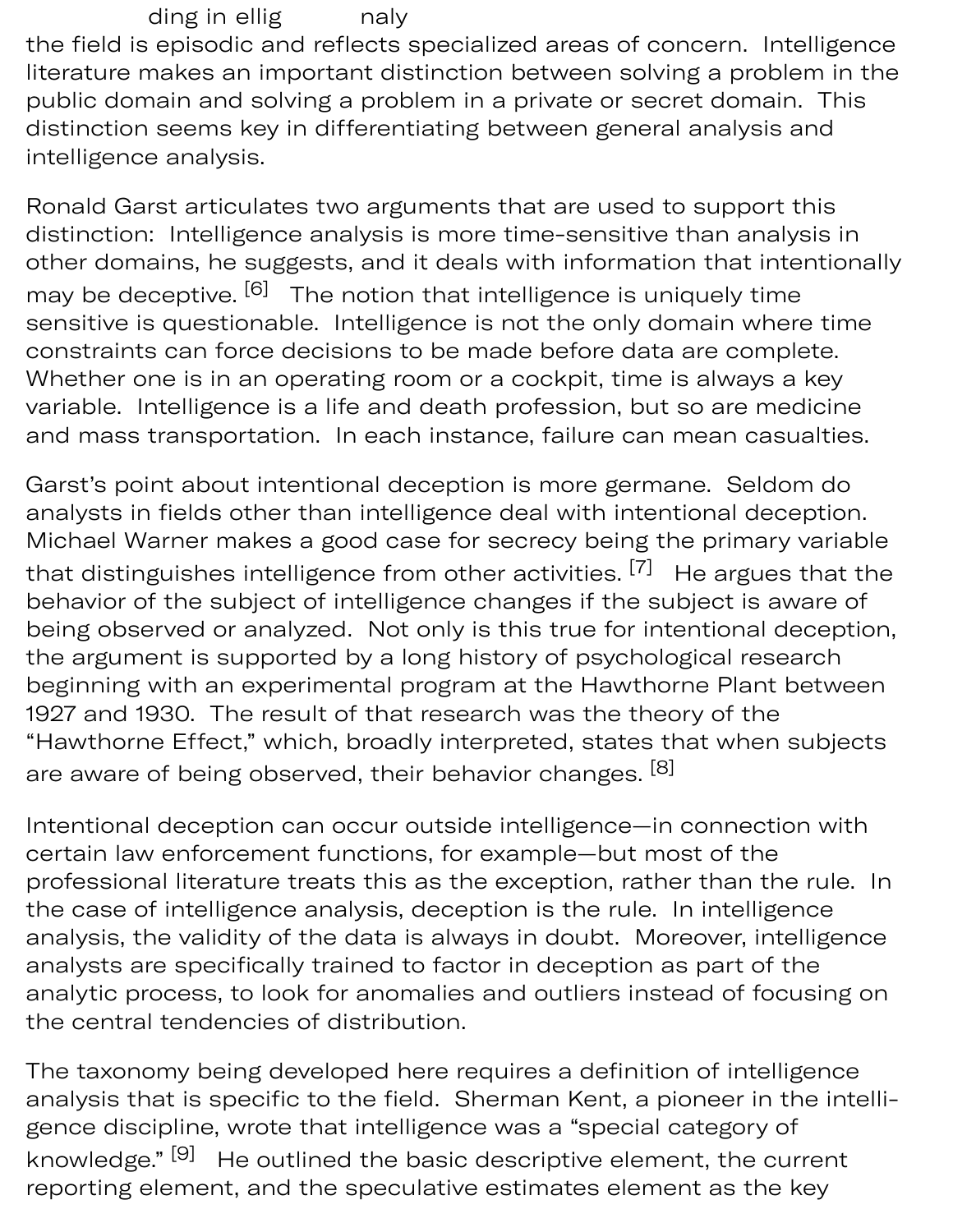the field is episodic and reflects specialized areas of concern. Intelligence literature makes an important distinction between solving a problem in the public domain and solving a problem in a private or secret domain. This distinction seems key in differentiating between general analysis and intelligence analysis.

Ronald Garst articulates two arguments that are used to support this distinction: Intelligence analysis is more time-sensitive than analysis in other domains, he suggests, and it deals with information that intentionally may be deceptive. [6] The notion that intelligence is uniquely time sensitive is questionable. Intelligence is not the only domain where time constraints can force decisions to be made before data are complete. Whether one is in an operating room or a cockpit, time is always a key variable. Intelligence is a life and death profession, but so are medicine and mass transportation. In each instance, failure can mean casualties.

Garst's point about intentional deception is more germane. Seldom do analysts in fields other than intelligence deal with intentional deception. Michael Warner makes a good case for secrecy being the primary variable that distinguishes intelligence from other activities. [7] He argues that the behavior of the subject of intelligence changes if the subject is aware of being observed or analyzed. Not only is this true for intentional deception, the argument is supported by a long history of psychological research beginning with an experimental program at the Hawthorne Plant between 1927 and 1930. The result of that research was the theory of the "Hawthorne Effect," which, broadly interpreted, states that when subjects are aware of being observed, their behavior changes. [8]

Intentional deception can occur outside intelligence—in connection with certain law enforcement functions, for example—but most of the professional literature treats this as the exception, rather than the rule. In the case of intelligence analysis, deception is the rule. In intelligence analysis, the validity of the data is always in doubt. Moreover, intelligence analysts are specifically trained to factor in deception as part of the analytic process, to look for anomalies and outliers instead of focusing on the central tendencies of distribution.

The taxonomy being developed here requires a definition of intelligence analysis that is specific to the field. Sherman Kent, a pioneer in the intelligence discipline, wrote that intelligence was a "special category of knowledge." [9] He outlined the basic descriptive element, the current reporting element, and the speculative estimates element as the key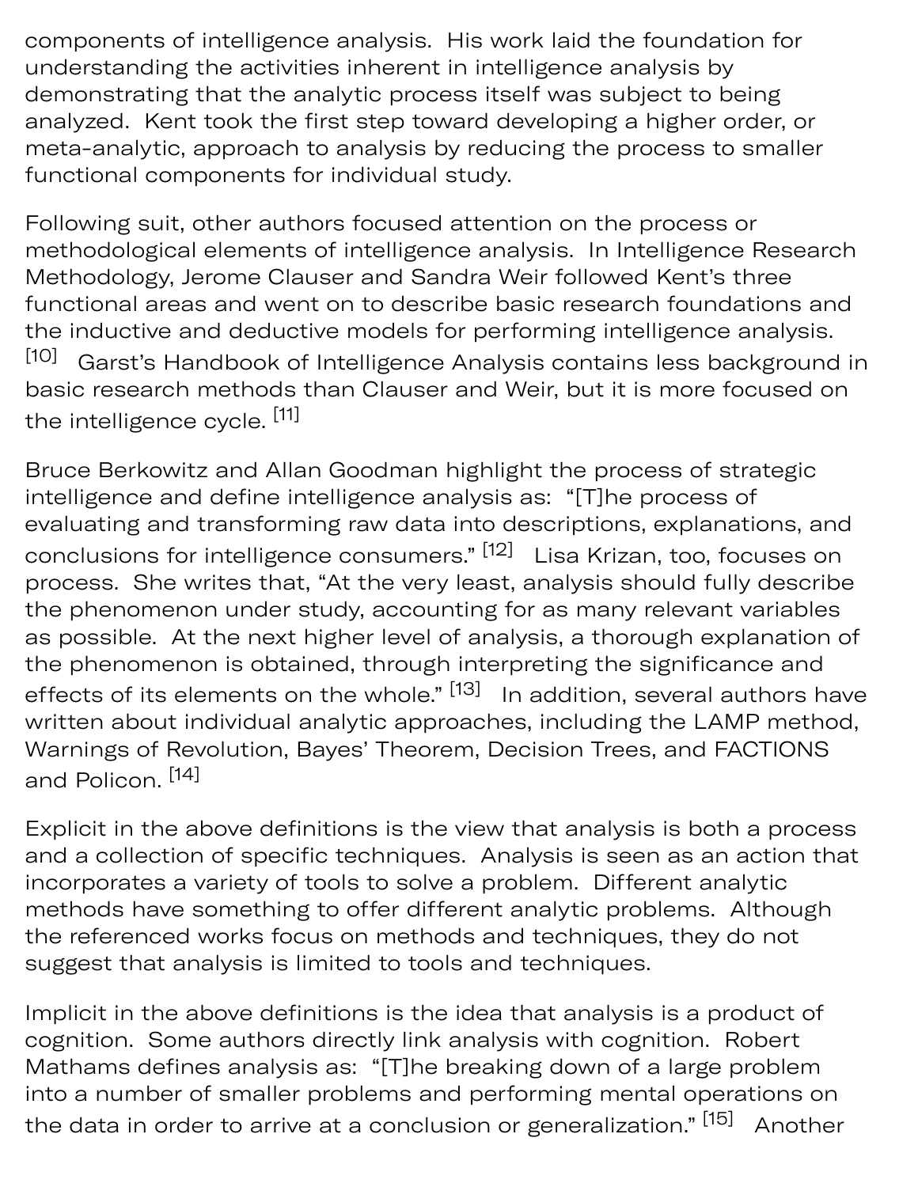components of intelligence analysis. His work laid the foundation for understanding the activities inherent in intelligence analysis by demonstrating that the analytic process itself was subject to being analyzed. Kent took the first step toward developing a higher order, or meta-analytic, approach to analysis by reducing the process to smaller functional components for individual study.

Following suit, other authors focused attention on the process or methodological elements of intelligence analysis. In Intelligence Research Methodology, Jerome Clauser and Sandra Weir followed Kent's three functional areas and went on to describe basic research foundations and the inductive and deductive models for performing intelligence analysis. [10] Garst's Handbook of Intelligence Analysis contains less background in basic research methods than Clauser and Weir, but it is more focused on the intelligence cycle. [11]

Bruce Berkowitz and Allan Goodman highlight the process of strategic intelligence and define intelligence analysis as: "[T]he process of evaluating and transforming raw data into descriptions, explanations, and conclusions for intelligence consumers." [12] Lisa Krizan, too, focuses on process. She writes that, "At the very least, analysis should fully describe the phenomenon under study, accounting for as many relevant variables as possible. At the next higher level of analysis, a thorough explanation of the phenomenon is obtained, through interpreting the significance and effects of its elements on the whole." [13] In addition, several authors have written about individual analytic approaches, including the LAMP method, Warnings of Revolution, Bayes' Theorem, Decision Trees, and FACTIONS and Policon. [14]

Explicit in the above definitions is the view that analysis is both a process and a collection of specific techniques. Analysis is seen as an action that incorporates a variety of tools to solve a problem. Different analytic methods have something to offer different analytic problems. Although the referenced works focus on methods and techniques, they do not suggest that analysis is limited to tools and techniques.

Implicit in the above definitions is the idea that analysis is a product of cognition. Some authors directly link analysis with cognition. Robert Mathams defines analysis as: "[T]he breaking down of a large problem into a number of smaller problems and performing mental operations on the data in order to arrive at a conclusion or generalization." [15] Another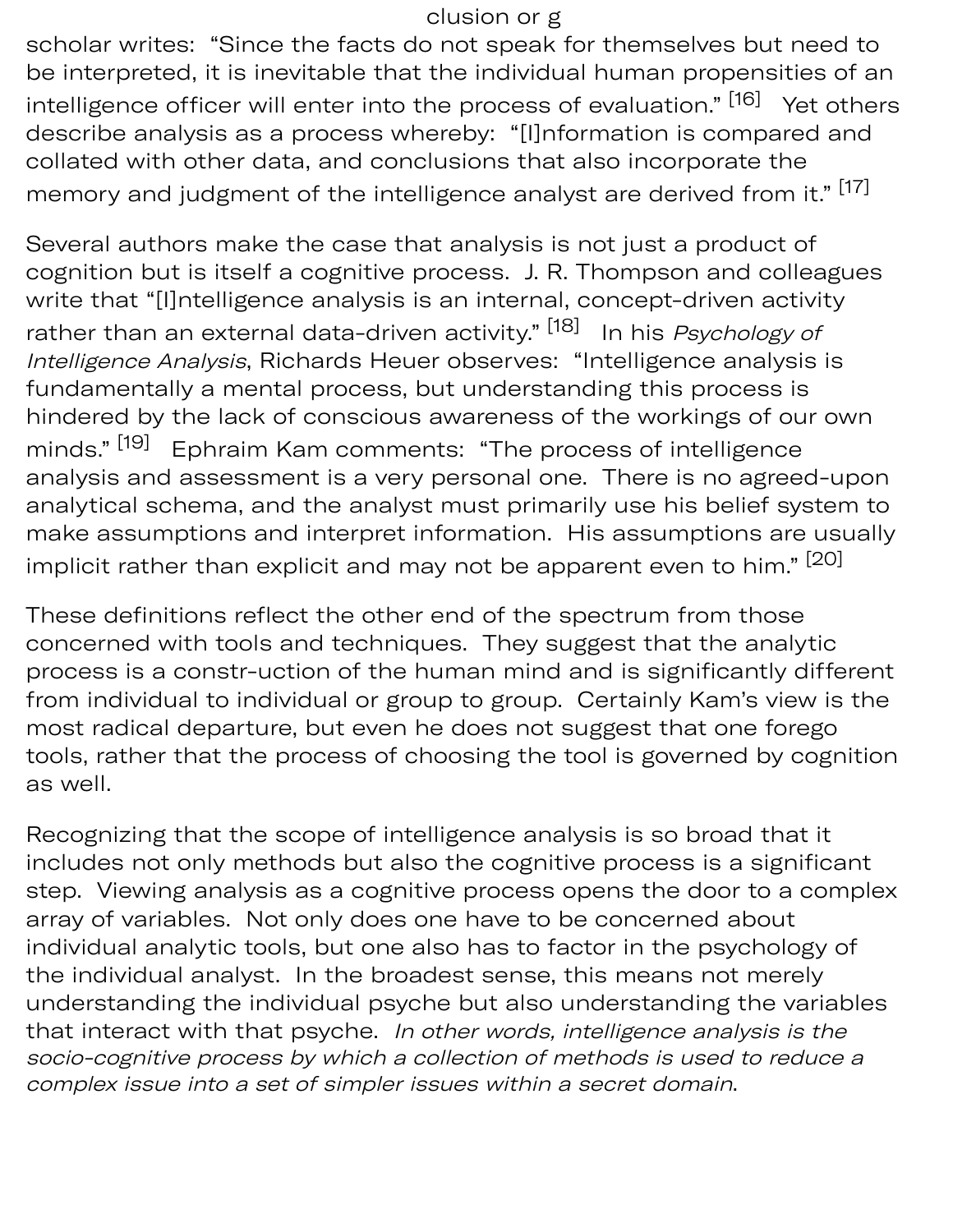clusion or g

scholar writes: "Since the facts do not speak for themselves but need to be interpreted, it is inevitable that the individual human propensities of an intelligence officer will enter into the process of evaluation." [16] Yet others describe analysis as a process whereby: "[I]nformation is compared and collated with other data, and conclusions that also incorporate the memory and judgment of the intelligence analyst are derived from it." [17]

Several authors make the case that analysis is not just a product of cognition but is itself a cognitive process. J. R. Thompson and colleagues write that "[I]ntelligence analysis is an internal, concept-driven activity rather than an external data-driven activity." [18] In his *Psychology of Intelligence Analysis*, Richards Heuer observes: "Intelligence analysis is fundamentally a mental process, but understanding this process is hindered by the lack of conscious awareness of the workings of our own minds." [19] Ephraim Kam comments: "The process of intelligence analysis and assessment is a very personal one. There is no agreed-upon analytical schema, and the analyst must primarily use his belief system to make assumptions and interpret information. His assumptions are usually implicit rather than explicit and may not be apparent even to him." [20]

These definitions reflect the other end of the spectrum from those concerned with tools and techniques. They suggest that the analytic process is a constr-uction of the human mind and is significantly different from individual to individual or group to group. Certainly Kam's view is the most radical departure, but even he does not suggest that one forego tools, rather that the process of choosing the tool is governed by cognition as well.

Recognizing that the scope of intelligence analysis is so broad that it includes not only methods but also the cognitive process is a significant step. Viewing analysis as a cognitive process opens the door to a complex array of variables. Not only does one have to be concerned about individual analytic tools, but one also has to factor in the psychology of the individual analyst. In the broadest sense, this means not merely understanding the individual psyche but also understanding the variables that interact with that psyche. *In other words, intelligence analysis is the socio-cognitive process by which a collection of methods is used to reduce a complex issue into a set of simpler issues within a secret domain*.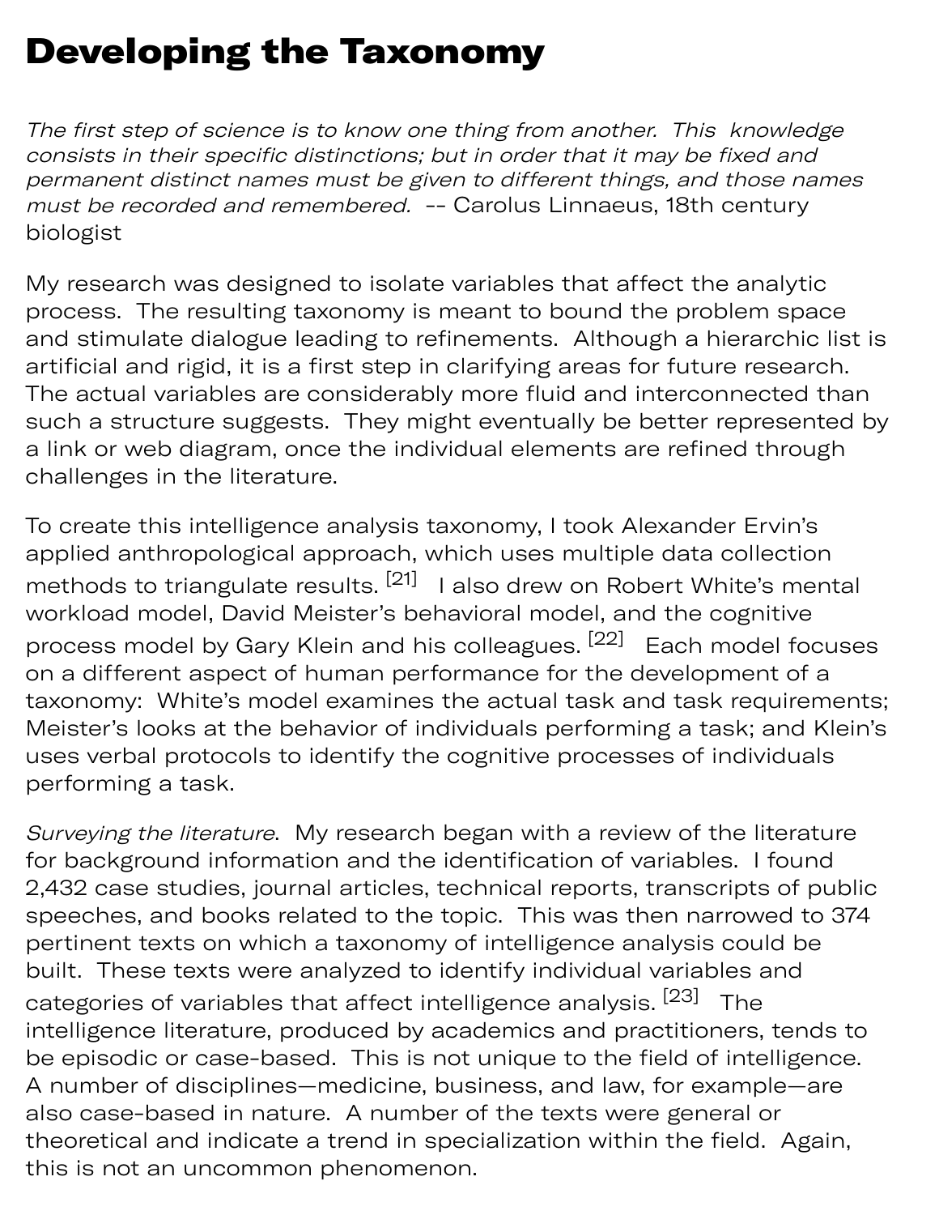# Developing the Taxonomy

*The first step of science is to know one thing from another. This knowledge consists in their specific distinctions; but in order that it may be fixed and permanent distinct names must be given to different things, and those names must be recorded and remembered.* -- Carolus Linnaeus, 18th century biologist

My research was designed to isolate variables that affect the analytic process. The resulting taxonomy is meant to bound the problem space and stimulate dialogue leading to refinements. Although a hierarchic list is artificial and rigid, it is a first step in clarifying areas for future research. The actual variables are considerably more fluid and interconnected than such a structure suggests. They might eventually be better represented by a link or web diagram, once the individual elements are refined through challenges in the literature.

To create this intelligence analysis taxonomy, I took Alexander Ervin's applied anthropological approach, which uses multiple data collection methods to triangulate results. [21] I also drew on Robert White's mental workload model, David Meister's behavioral model, and the cognitive process model by Gary Klein and his colleagues. [22] Each model focuses on a different aspect of human performance for the development of a taxonomy: White's model examines the actual task and task requirements; Meister's looks at the behavior of individuals performing a task; and Klein's uses verbal protocols to identify the cognitive processes of individuals performing a task.

*Surveying the literature*. My research began with a review of the literature for background information and the identification of variables. I found 2,432 case studies, journal articles, technical reports, transcripts of public speeches, and books related to the topic. This was then narrowed to 374 pertinent texts on which a taxonomy of intelligence analysis could be built. These texts were analyzed to identify individual variables and categories of variables that affect intelligence analysis. [23] The intelligence literature, produced by academics and practitioners, tends to be episodic or case-based. This is not unique to the field of intelligence. A number of disciplines—medicine, business, and law, for example—are also case-based in nature. A number of the texts were general or theoretical and indicate a trend in specialization within the field. Again, this is not an uncommon phenomenon.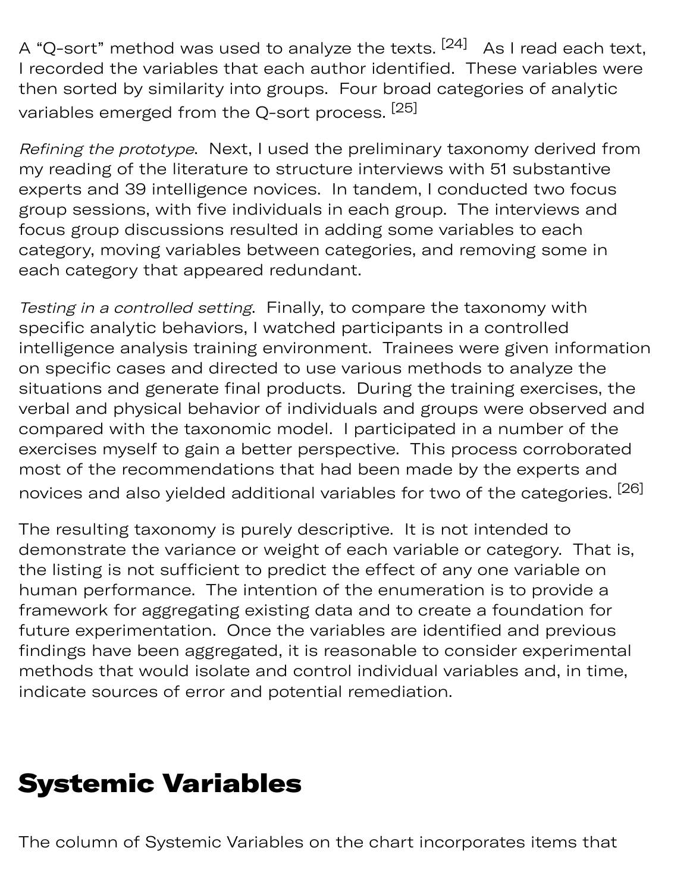A “Q-sort” method was used to analyze the texts. [24] As I read each text, I recorded the variables that each author identified. These variables were then sorted by similarity into groups. Four broad categories of analytic variables emerged from the Q-sort process. [25]

*Refining the prototype*. Next, I used the preliminary taxonomy derived from my reading of the literature to structure interviews with 51 substantive experts and 39 intelligence novices. In tandem, I conducted two focus group sessions, with five individuals in each group. The interviews and focus group discussions resulted in adding some variables to each category, moving variables between categories, and removing some in each category that appeared redundant.

*Testing in a controlled setting*. Finally, to compare the taxonomy with specific analytic behaviors, I watched participants in a controlled intelligence analysis training environment. Trainees were given information on specific cases and directed to use various methods to analyze the situations and generate final products. During the training exercises, the verbal and physical behavior of individuals and groups were observed and compared with the taxonomic model. I participated in a number of the exercises myself to gain a better perspective. This process corroborated most of the recommendations that had been made by the experts and novices and also yielded additional variables for two of the categories. [26]

The resulting taxonomy is purely descriptive. It is not intended to demonstrate the variance or weight of each variable or category. That is, the listing is not sufficient to predict the effect of any one variable on human performance. The intention of the enumeration is to provide a framework for aggregating existing data and to create a foundation for future experimentation. Once the variables are identified and previous findings have been aggregated, it is reasonable to consider experimental methods that would isolate and control individual variables and, in time, indicate sources of error and potential remediation.

## Systemic Variables

The column of Systemic Variables on the chart incorporates items that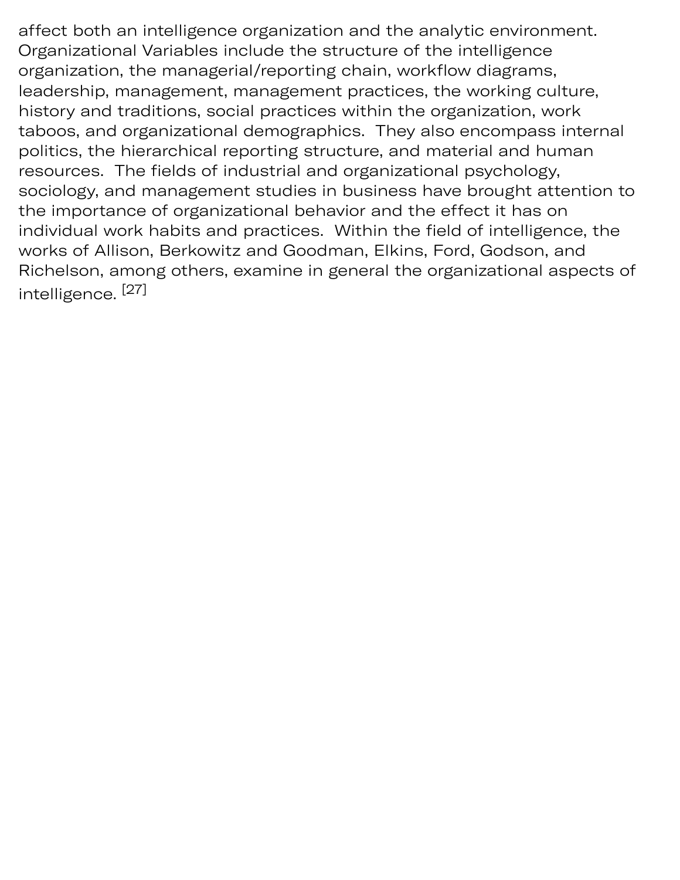affect both an intelligence organization and the analytic environment. Organizational Variables include the structure of the intelligence organization, the managerial/reporting chain, workflow diagrams, leadership, management, management practices, the working culture, history and traditions, social practices within the organization, work taboos, and organizational demographics. They also encompass internal politics, the hierarchical reporting structure, and material and human resources. The fields of industrial and organizational psychology, sociology, and management studies in business have brought attention to the importance of organizational behavior and the effect it has on individual work habits and practices. Within the field of intelligence, the works of Allison, Berkowitz and Goodman, Elkins, Ford, Godson, and Richelson, among others, examine in general the organizational aspects of intelligence. [27]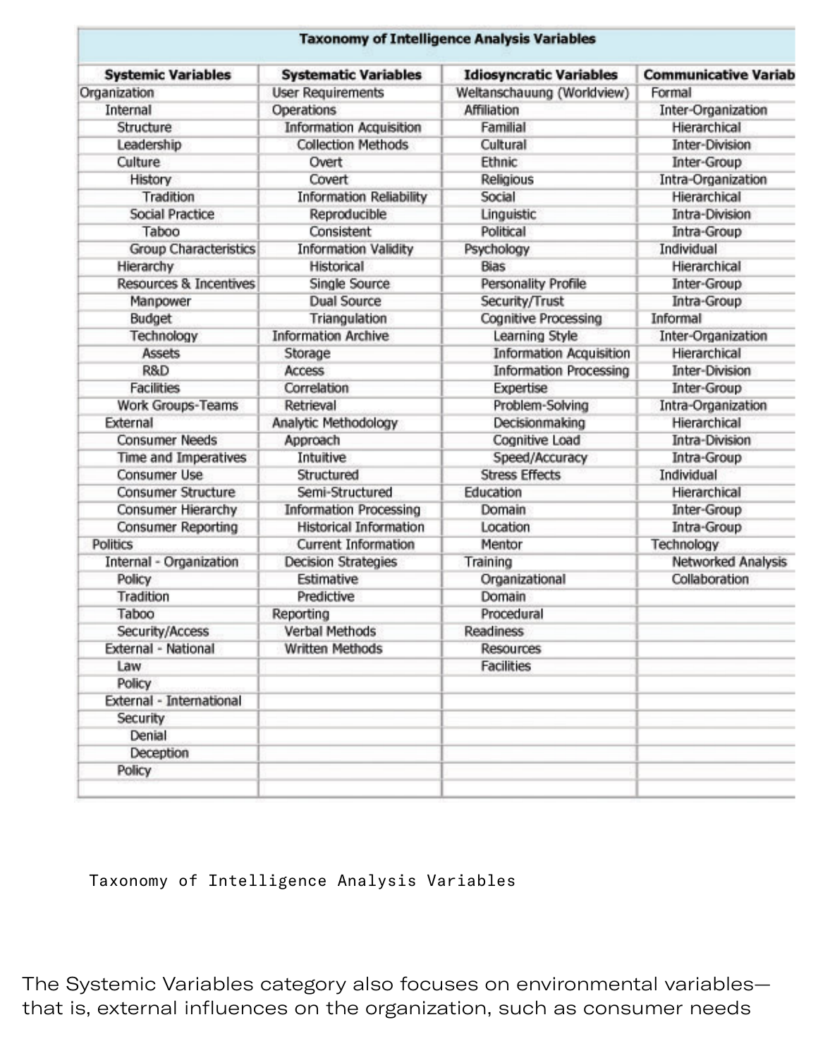| Taxonomy of Intelligence Analysis Variables | | | |
|---|---|---|---|
| **Systemic Variables** | **Systematic Variables** | **Idiosyncratic Variables** | **Communicative Variab** |
| Organization | User Requirements | Weltanschauung (Worldview) | Formal |
| Internal | Operations | Affiliation | Inter-Organization |
| Structure | Information Acquisition | Familial | Hierarchical |
| Leadership | Collection Methods | Cultural | Inter-Division |
| Culture | Overt | Ethnic | Inter-Group |
| History | Covert | Religious | Intra-Organization |
| Tradition | Information Reliability | Social | Hierarchical |
| Social Practice | Reproducible | Linguistic | Intra-Division |
| Taboo | Consistent | Political | Intra-Group |
| Group Characteristics | Information Validity | Psychology | Individual |
| Hierarchy | Historical | Bias | Hierarchical |
| Resources & Incentives | Single Source | Personality Profile | Inter-Group |
| Manpower | Dual Source | Security/Trust | Intra-Group |
| Budget | Triangulation | Cognitive Processing | Informal |
| Technology | Information Archive | Learning Style | Inter-Organization |
| Assets | Storage | Information Acquisition | Hierarchical |
| R&D | Access | Information Processing | Inter-Division |
| Facilities | Correlation | Expertise | Inter-Group |
| Work Groups-Teams | Retrieval | Problem-Solving | Intra-Organization |
| External | Analytic Methodology | Decisionmaking | Hierarchical |
| Consumer Needs | Approach | Cognitive Load | Intra-Division |
| Time and Imperatives | Intuitive | Speed/Accuracy | Intra-Group |
| Consumer Use | Structured | Stress Effects | Individual |
| Consumer Structure | Semi-Structured | Education | Hierarchical |
| Consumer Hierarchy | Information Processing | Domain | Inter-Group |
| Consumer Reporting | Historical Information | Location | Intra-Group |
| Politics | Current Information | Mentor | Technology |
| Internal - Organization | Decision Strategies | Training | Networked Analysis |
| Policy | Estimative | Organizational | Collaboration |
| Tradition | Predictive | Domain | |
| Taboo | Reporting | Procedural | |
| Security/Access | Verbal Methods | Readiness | |
| External - National | Written Methods | Resources | |
| Law | | Facilities | |
| Policy | | | |
| External - International | | | |
| Security | | | |
| Denial | | | |
| Deception | | | |
| Policy | | | |

Taxonomy of Intelligence Analysis Variables

The Systemic Variables category also focuses on environmental variables—that is, external influences on the organization, such as consumer needs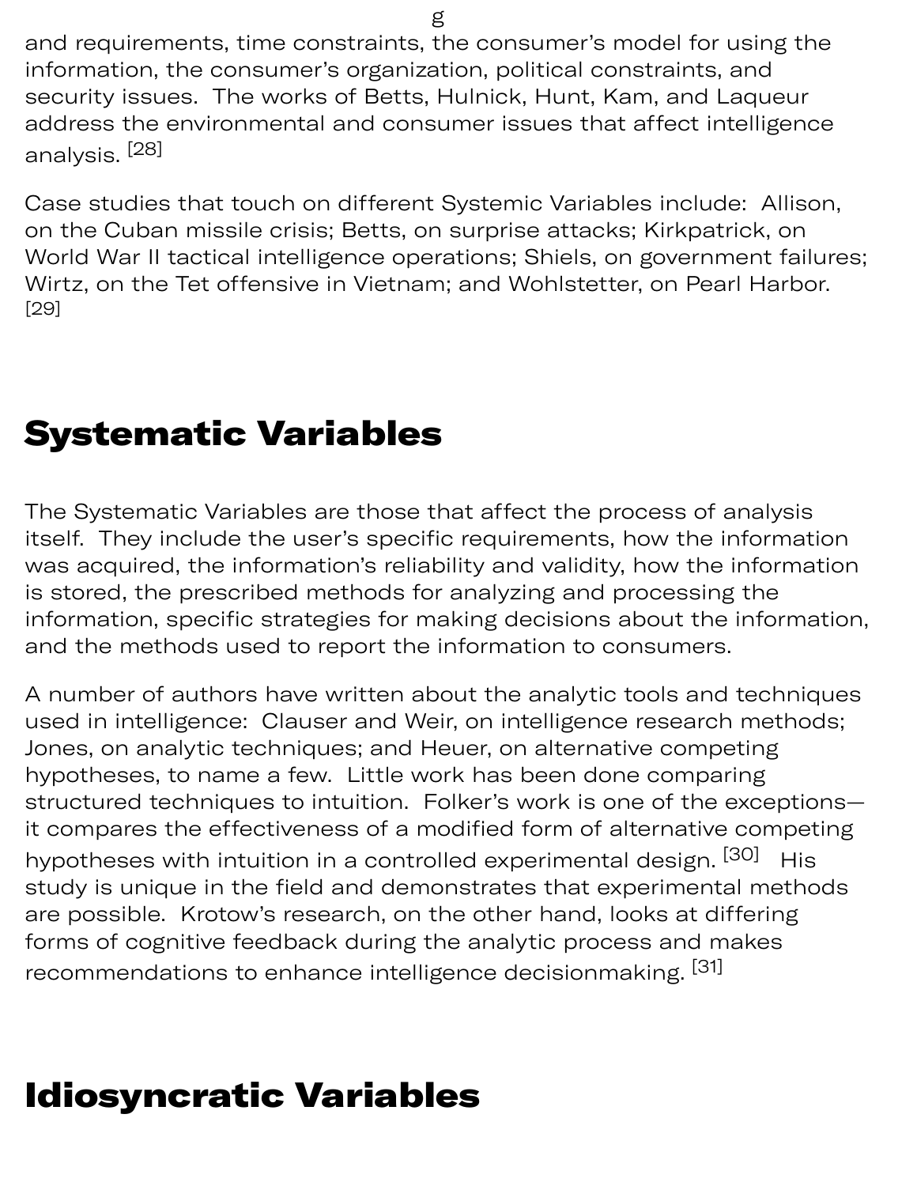and requirements, time constraints, the consumer's model for using the information, the consumer's organization, political constraints, and security issues. The works of Betts, Hulnick, Hunt, Kam, and Laqueur address the environmental and consumer issues that affect intelligence analysis. [28]

Case studies that touch on different Systemic Variables include: Allison, on the Cuban missile crisis; Betts, on surprise attacks; Kirkpatrick, on World War II tactical intelligence operations; Shiels, on government failures; Wirtz, on the Tet offensive in Vietnam; and Wohlstetter, on Pearl Harbor. [29]

## Systematic Variables

The Systematic Variables are those that affect the process of analysis itself. They include the user's specific requirements, how the information was acquired, the information's reliability and validity, how the information is stored, the prescribed methods for analyzing and processing the information, specific strategies for making decisions about the information, and the methods used to report the information to consumers.

A number of authors have written about the analytic tools and techniques used in intelligence: Clauser and Weir, on intelligence research methods; Jones, on analytic techniques; and Heuer, on alternative competing hypotheses, to name a few. Little work has been done comparing structured techniques to intuition. Folker's work is one of the exceptions—it compares the effectiveness of a modified form of alternative competing hypotheses with intuition in a controlled experimental design. [30] His study is unique in the field and demonstrates that experimental methods are possible. Krotow's research, on the other hand, looks at differing forms of cognitive feedback during the analytic process and makes recommendations to enhance intelligence decisionmaking. [31]

## Idiosyncratic Variables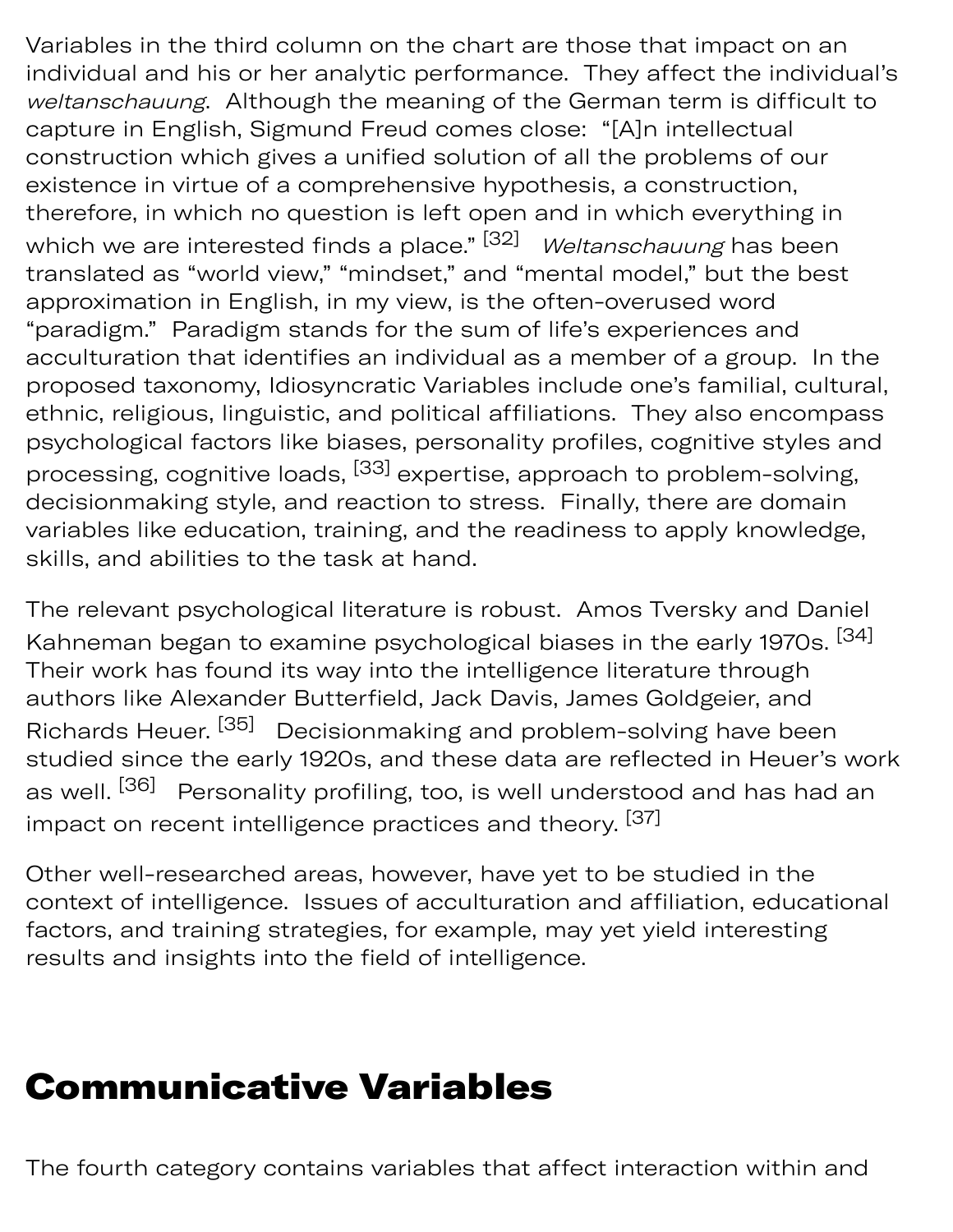Variables in the third column on the chart are those that impact on an individual and his or her analytic performance. They affect the individual's *weltanschauung*. Although the meaning of the German term is difficult to capture in English, Sigmund Freud comes close: "[A]n intellectual construction which gives a unified solution of all the problems of our existence in virtue of a comprehensive hypothesis, a construction, therefore, in which no question is left open and in which everything in which we are interested finds a place." [32] *Weltanschauung* has been translated as "world view," "mindset," and "mental model," but the best approximation in English, in my view, is the often-overused word "paradigm." Paradigm stands for the sum of life's experiences and acculturation that identifies an individual as a member of a group. In the proposed taxonomy, Idiosyncratic Variables include one's familial, cultural, ethnic, religious, linguistic, and political affiliations. They also encompass psychological factors like biases, personality profiles, cognitive styles and processing, cognitive loads, [33] expertise, approach to problem-solving, decisionmaking style, and reaction to stress. Finally, there are domain variables like education, training, and the readiness to apply knowledge, skills, and abilities to the task at hand.

The relevant psychological literature is robust. Amos Tversky and Daniel Kahneman began to examine psychological biases in the early 1970s. [34] Their work has found its way into the intelligence literature through authors like Alexander Butterfield, Jack Davis, James Goldgeier, and Richards Heuer. [35] Decisionmaking and problem-solving have been studied since the early 1920s, and these data are reflected in Heuer's work as well. [36] Personality profiling, too, is well understood and has had an impact on recent intelligence practices and theory. [37]

Other well-researched areas, however, have yet to be studied in the context of intelligence. Issues of acculturation and affiliation, educational factors, and training strategies, for example, may yet yield interesting results and insights into the field of intelligence.

## Communicative Variables

The fourth category contains variables that affect interaction within and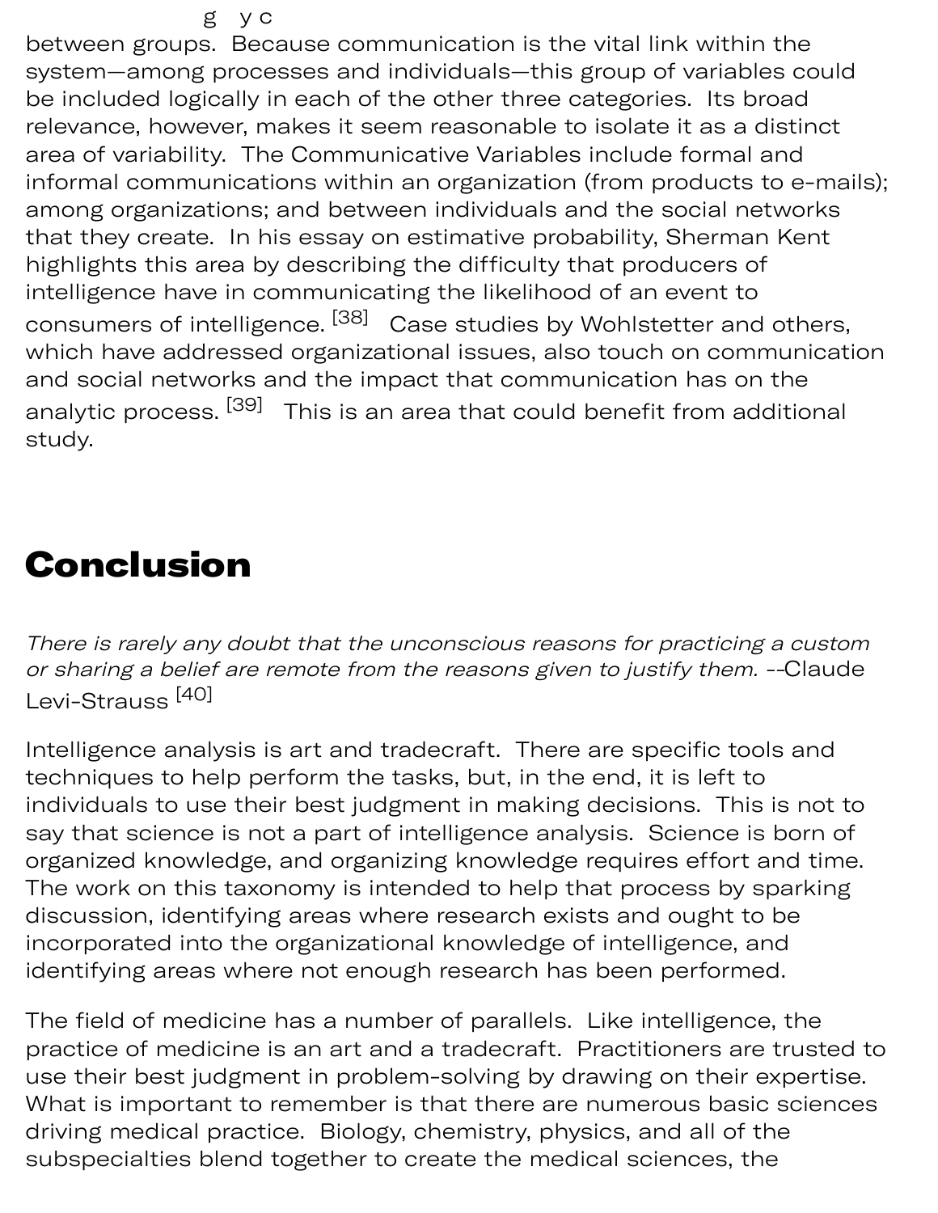between groups. Because communication is the vital link within the system—among processes and individuals—this group of variables could be included logically in each of the other three categories. Its broad relevance, however, makes it seem reasonable to isolate it as a distinct area of variability. The Communicative Variables include formal and informal communications within an organization (from products to e-mails); among organizations; and between individuals and the social networks that they create. In his essay on estimative probability, Sherman Kent highlights this area by describing the difficulty that producers of intelligence have in communicating the likelihood of an event to consumers of intelligence. [38] Case studies by Wohlstetter and others, which have addressed organizational issues, also touch on communication and social networks and the impact that communication has on the analytic process. [39] This is an area that could benefit from additional study.

# Conclusion

*There is rarely any doubt that the unconscious reasons for practicing a custom or sharing a belief are remote from the reasons given to justify them.* --Claude Levi-Strauss [40]

Intelligence analysis is art and tradecraft. There are specific tools and techniques to help perform the tasks, but, in the end, it is left to individuals to use their best judgment in making decisions. This is not to say that science is not a part of intelligence analysis. Science is born of organized knowledge, and organizing knowledge requires effort and time. The work on this taxonomy is intended to help that process by sparking discussion, identifying areas where research exists and ought to be incorporated into the organizational knowledge of intelligence, and identifying areas where not enough research has been performed.

The field of medicine has a number of parallels. Like intelligence, the practice of medicine is an art and a tradecraft. Practitioners are trusted to use their best judgment in problem-solving by drawing on their expertise. What is important to remember is that there are numerous basic sciences driving medical practice. Biology, chemistry, physics, and all of the subspecialties blend together to create the medical sciences, the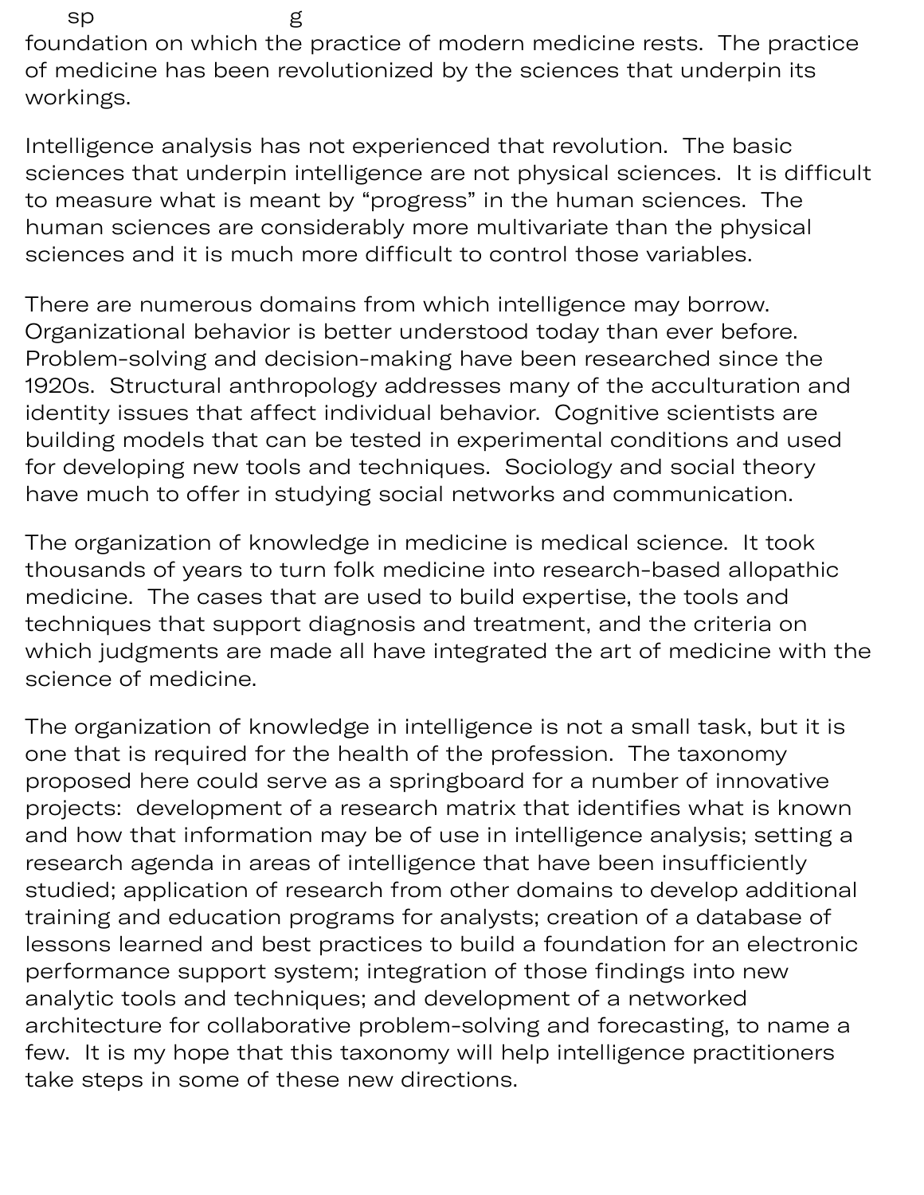foundation on which the practice of modern medicine rests. The practice of medicine has been revolutionized by the sciences that underpin its workings.

Intelligence analysis has not experienced that revolution. The basic sciences that underpin intelligence are not physical sciences. It is difficult to measure what is meant by "progress" in the human sciences. The human sciences are considerably more multivariate than the physical sciences and it is much more difficult to control those variables.

There are numerous domains from which intelligence may borrow. Organizational behavior is better understood today than ever before. Problem-solving and decision-making have been researched since the 1920s. Structural anthropology addresses many of the acculturation and identity issues that affect individual behavior. Cognitive scientists are building models that can be tested in experimental conditions and used for developing new tools and techniques. Sociology and social theory have much to offer in studying social networks and communication.

The organization of knowledge in medicine is medical science. It took thousands of years to turn folk medicine into research-based allopathic medicine. The cases that are used to build expertise, the tools and techniques that support diagnosis and treatment, and the criteria on which judgments are made all have integrated the art of medicine with the science of medicine.

The organization of knowledge in intelligence is not a small task, but it is one that is required for the health of the profession. The taxonomy proposed here could serve as a springboard for a number of innovative projects: development of a research matrix that identifies what is known and how that information may be of use in intelligence analysis; setting a research agenda in areas of intelligence that have been insufficiently studied; application of research from other domains to develop additional training and education programs for analysts; creation of a database of lessons learned and best practices to build a foundation for an electronic performance support system; integration of those findings into new analytic tools and techniques; and development of a networked architecture for collaborative problem-solving and forecasting, to name a few. It is my hope that this taxonomy will help intelligence practitioners take steps in some of these new directions.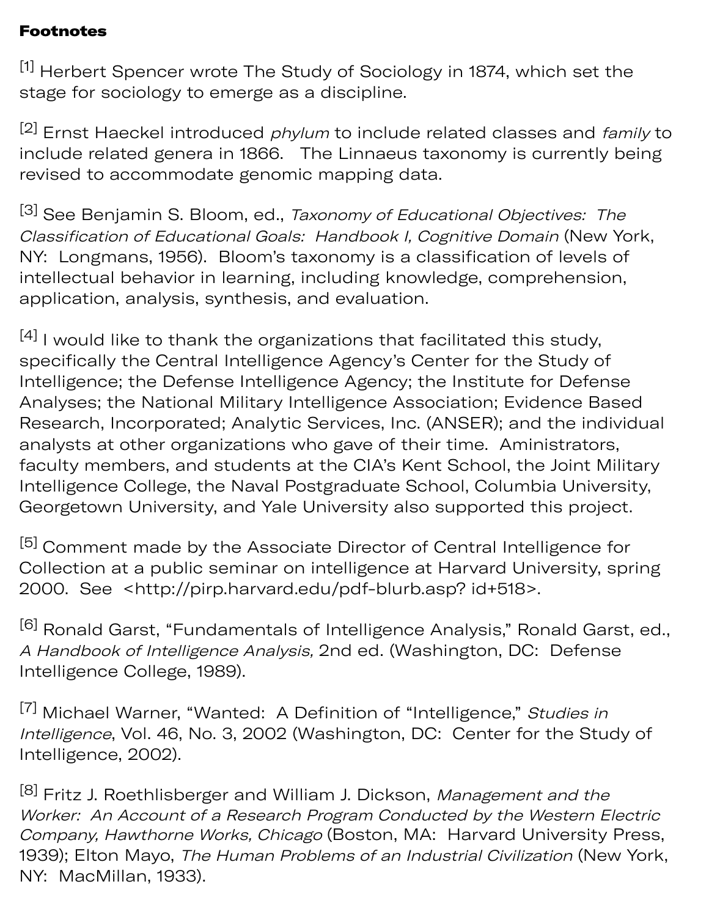**Footnotes**

[1] Herbert Spencer wrote The Study of Sociology in 1874, which set the stage for sociology to emerge as a discipline.

[2] Ernst Haeckel introduced *phylum* to include related classes and *family* to include related genera in 1866.  The Linnaeus taxonomy is currently being revised to accommodate genomic mapping data.

[3] See Benjamin S. Bloom, ed., *Taxonomy of Educational Objectives: The Classification of Educational Goals: Handbook I, Cognitive Domain* (New York, NY: Longmans, 1956).  Bloom's taxonomy is a classification of levels of intellectual behavior in learning, including knowledge, comprehension, application, analysis, synthesis, and evaluation.

[4] I would like to thank the organizations that facilitated this study, specifically the Central Intelligence Agency's Center for the Study of Intelligence; the Defense Intelligence Agency; the Institute for Defense Analyses; the National Military Intelligence Association; Evidence Based Research, Incorporated; Analytic Services, Inc. (ANSER); and the individual analysts at other organizations who gave of their time.  Aministrators, faculty members, and students at the CIA's Kent School, the Joint Military Intelligence College, the Naval Postgraduate School, Columbia University, Georgetown University, and Yale University also supported this project.

[5] Comment made by the Associate Director of Central Intelligence for Collection at a public seminar on intelligence at Harvard University, spring 2000.  See <http://pirp.harvard.edu/pdf-blurb.asp? id+518>.

[6] Ronald Garst, "Fundamentals of Intelligence Analysis," Ronald Garst, ed., *A Handbook of Intelligence Analysis,* 2nd ed. (Washington, DC: Defense Intelligence College, 1989).

[7] Michael Warner, "Wanted: A Definition of "Intelligence," *Studies in Intelligence*, Vol. 46, No. 3, 2002 (Washington, DC: Center for the Study of Intelligence, 2002).

[8] Fritz J. Roethlisberger and William J. Dickson, *Management and the Worker: An Account of a Research Program Conducted by the Western Electric Company, Hawthorne Works, Chicago* (Boston, MA: Harvard University Press, 1939); Elton Mayo, *The Human Problems of an Industrial Civilization* (New York, NY: MacMillan, 1933).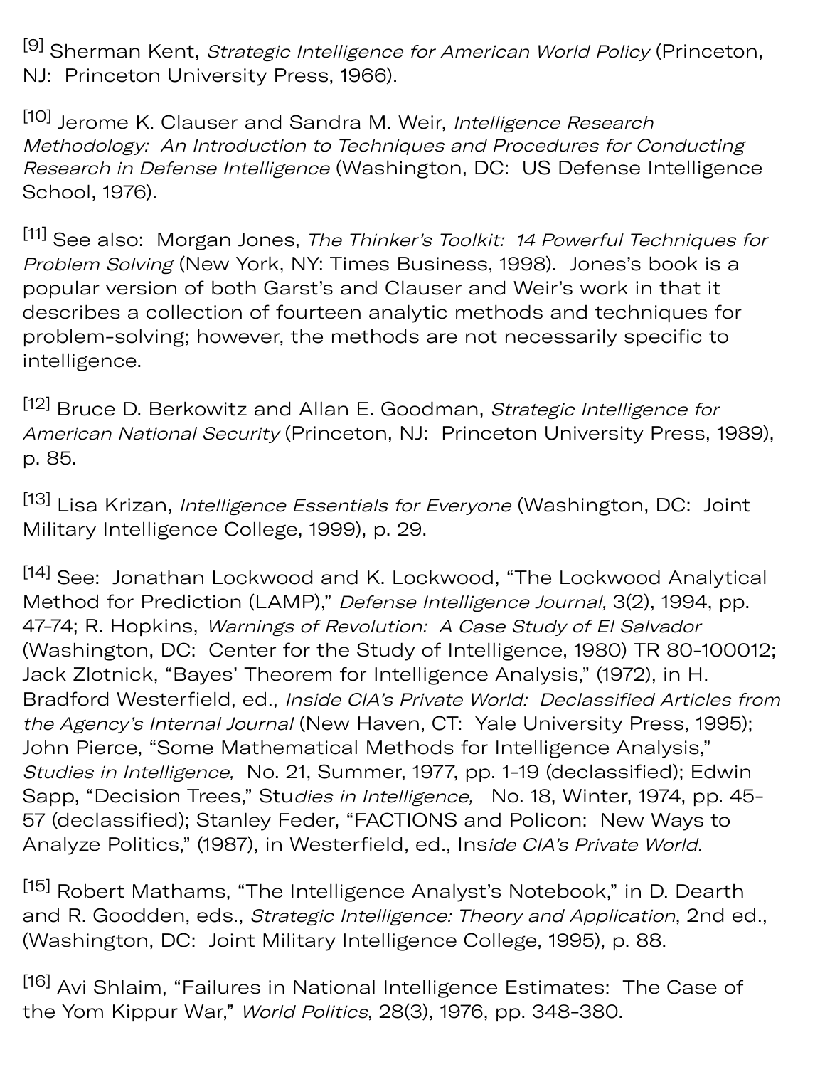[9] Sherman Kent, *Strategic Intelligence for American World Policy* (Princeton, NJ: Princeton University Press, 1966).

[10] Jerome K. Clauser and Sandra M. Weir, *Intelligence Research Methodology: An Introduction to Techniques and Procedures for Conducting Research in Defense Intelligence* (Washington, DC: US Defense Intelligence School, 1976).

[11] See also: Morgan Jones, *The Thinker's Toolkit: 14 Powerful Techniques for Problem Solving* (New York, NY: Times Business, 1998). Jones's book is a popular version of both Garst's and Clauser and Weir's work in that it describes a collection of fourteen analytic methods and techniques for problem-solving; however, the methods are not necessarily specific to intelligence.

[12] Bruce D. Berkowitz and Allan E. Goodman, *Strategic Intelligence for American National Security* (Princeton, NJ: Princeton University Press, 1989), p. 85.

[13] Lisa Krizan, *Intelligence Essentials for Everyone* (Washington, DC: Joint Military Intelligence College, 1999), p. 29.

[14] See: Jonathan Lockwood and K. Lockwood, "The Lockwood Analytical Method for Prediction (LAMP)," *Defense Intelligence Journal,* 3(2), 1994, pp. 47-74; R. Hopkins, *Warnings of Revolution: A Case Study of El Salvador* (Washington, DC: Center for the Study of Intelligence, 1980) TR 80-100012; Jack Zlotnick, "Bayes' Theorem for Intelligence Analysis," (1972), in H. Bradford Westerfield, ed., *Inside CIA's Private World: Declassified Articles from the Agency's Internal Journal* (New Haven, CT: Yale University Press, 1995); John Pierce, "Some Mathematical Methods for Intelligence Analysis," *Studies in Intelligence,* No. 21, Summer, 1977, pp. 1-19 (declassified); Edwin Sapp, "Decision Trees," *Studies in Intelligence,* No. 18, Winter, 1974, pp. 45-57 (declassified); Stanley Feder, "FACTIONS and Policon: New Ways to Analyze Politics," (1987), in Westerfield, ed., *Inside CIA's Private World.*

[15] Robert Mathams, "The Intelligence Analyst's Notebook," in D. Dearth and R. Goodden, eds., *Strategic Intelligence: Theory and Application*, 2nd ed., (Washington, DC: Joint Military Intelligence College, 1995), p. 88.

[16] Avi Shlaim, "Failures in National Intelligence Estimates: The Case of the Yom Kippur War," *World Politics*, 28(3), 1976, pp. 348-380.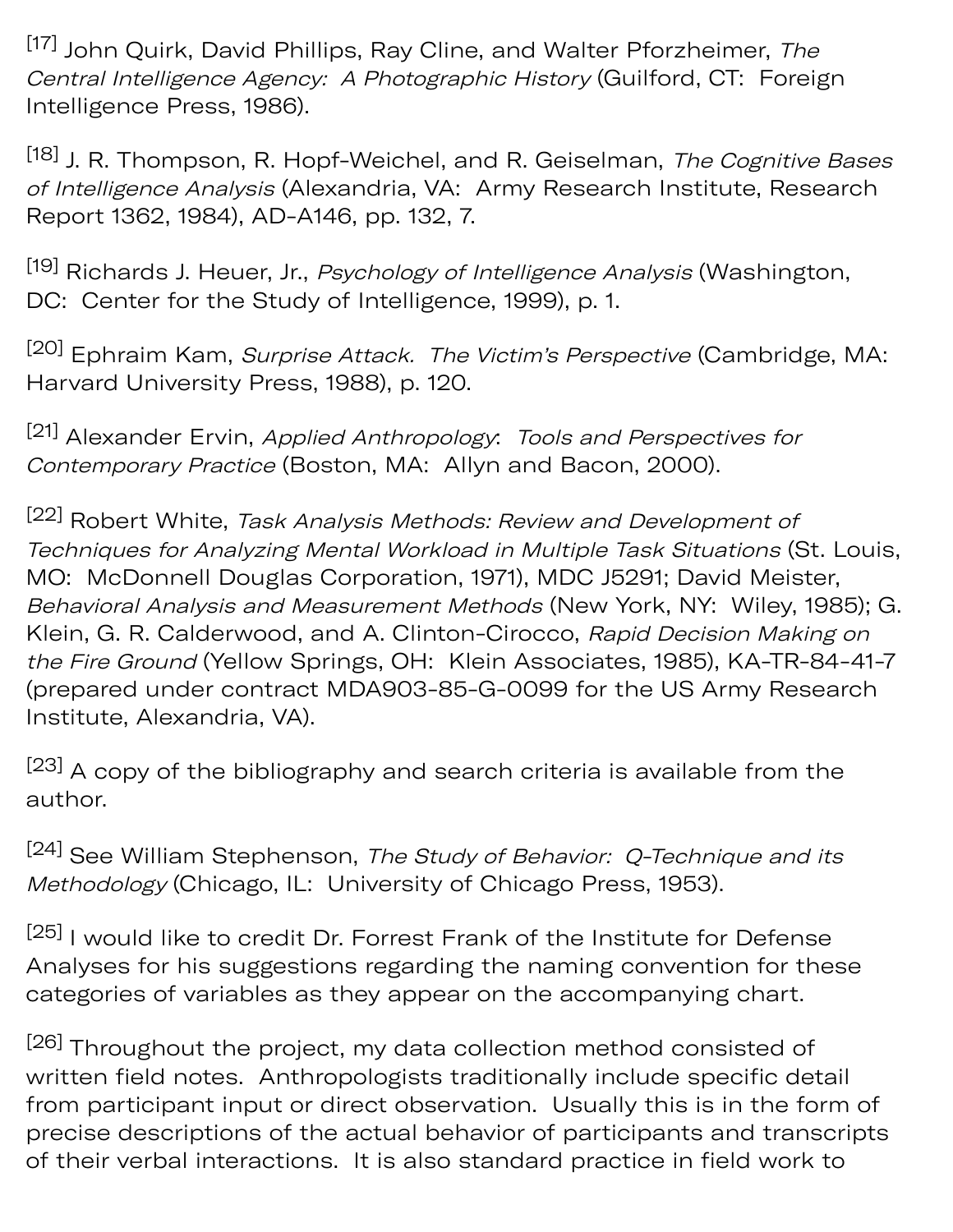[17] John Quirk, David Phillips, Ray Cline, and Walter Pforzheimer, *The Central Intelligence Agency: A Photographic History* (Guilford, CT: Foreign Intelligence Press, 1986).

[18] J. R. Thompson, R. Hopf-Weichel, and R. Geiselman, *The Cognitive Bases of Intelligence Analysis* (Alexandria, VA: Army Research Institute, Research Report 1362, 1984), AD-A146, pp. 132, 7.

[19] Richards J. Heuer, Jr., *Psychology of Intelligence Analysis* (Washington, DC: Center for the Study of Intelligence, 1999), p. 1.

[20] Ephraim Kam, *Surprise Attack. The Victim's Perspective* (Cambridge, MA: Harvard University Press, 1988), p. 120.

[21] Alexander Ervin, *Applied Anthropology*: *Tools and Perspectives for Contemporary Practice* (Boston, MA: Allyn and Bacon, 2000).

[22] Robert White, *Task Analysis Methods: Review and Development of Techniques for Analyzing Mental Workload in Multiple Task Situations* (St. Louis, MO: McDonnell Douglas Corporation, 1971), MDC J5291; David Meister, *Behavioral Analysis and Measurement Methods* (New York, NY: Wiley, 1985); G. Klein, G. R. Calderwood, and A. Clinton-Cirocco, *Rapid Decision Making on the Fire Ground* (Yellow Springs, OH: Klein Associates, 1985), KA-TR-84-41-7 (prepared under contract MDA903-85-G-0099 for the US Army Research Institute, Alexandria, VA).

[23] A copy of the bibliography and search criteria is available from the author.

[24] See William Stephenson, *The Study of Behavior: Q-Technique and its Methodology* (Chicago, IL: University of Chicago Press, 1953).

[25] I would like to credit Dr. Forrest Frank of the Institute for Defense Analyses for his suggestions regarding the naming convention for these categories of variables as they appear on the accompanying chart.

[26] Throughout the project, my data collection method consisted of written field notes. Anthropologists traditionally include specific detail from participant input or direct observation. Usually this is in the form of precise descriptions of the actual behavior of participants and transcripts of their verbal interactions. It is also standard practice in field work to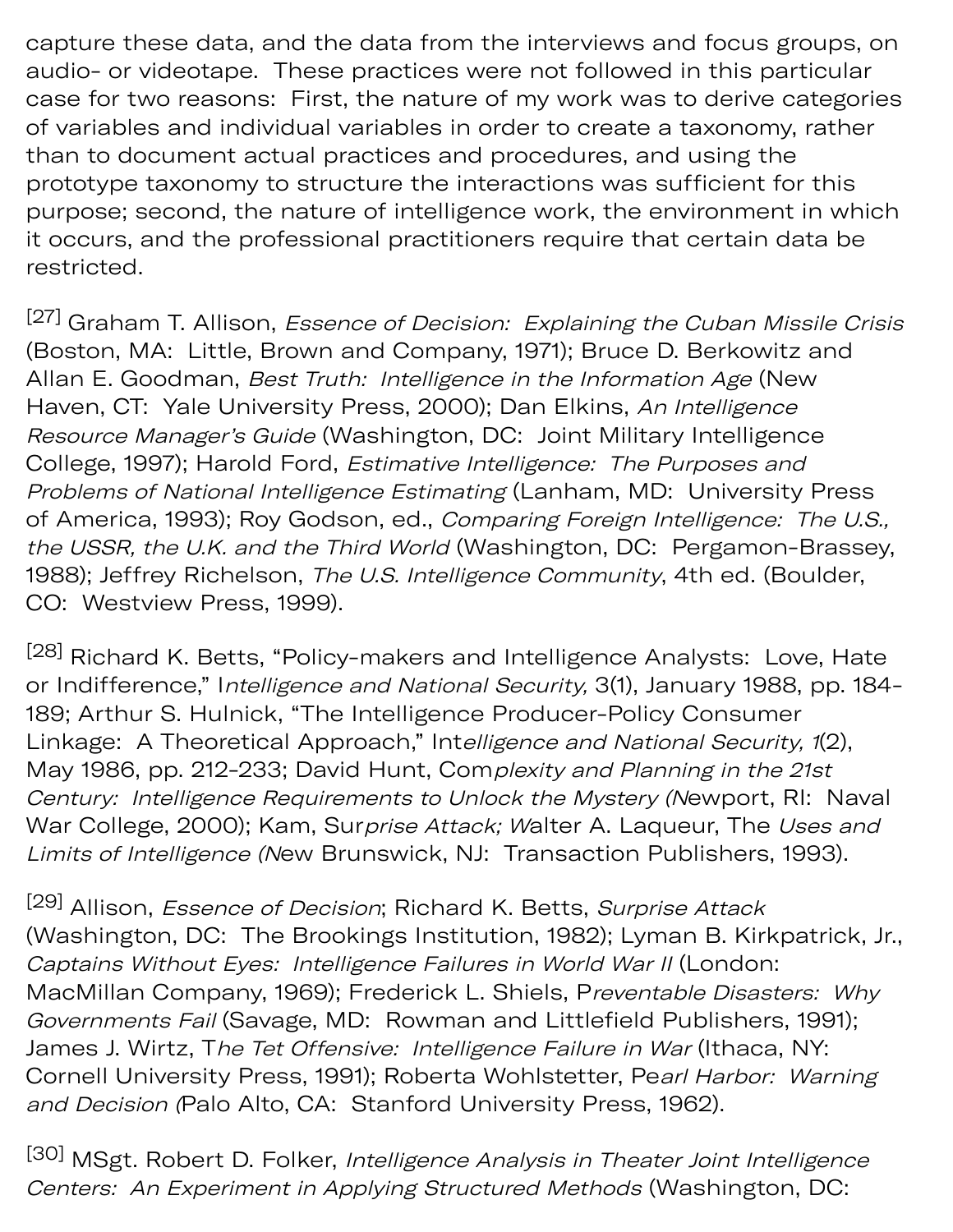capture these data, and the data from the interviews and focus groups, on audio- or videotape. These practices were not followed in this particular case for two reasons: First, the nature of my work was to derive categories of variables and individual variables in order to create a taxonomy, rather than to document actual practices and procedures, and using the prototype taxonomy to structure the interactions was sufficient for this purpose; second, the nature of intelligence work, the environment in which it occurs, and the professional practitioners require that certain data be restricted.

[27] Graham T. Allison, *Essence of Decision: Explaining the Cuban Missile Crisis* (Boston, MA: Little, Brown and Company, 1971); Bruce D. Berkowitz and Allan E. Goodman, *Best Truth: Intelligence in the Information Age* (New Haven, CT: Yale University Press, 2000); Dan Elkins, *An Intelligence Resource Manager's Guide* (Washington, DC: Joint Military Intelligence College, 1997); Harold Ford, *Estimative Intelligence: The Purposes and Problems of National Intelligence Estimating* (Lanham, MD: University Press of America, 1993); Roy Godson, ed., *Comparing Foreign Intelligence: The U.S., the USSR, the U.K. and the Third World* (Washington, DC: Pergamon-Brassey, 1988); Jeffrey Richelson, *The U.S. Intelligence Community*, 4th ed. (Boulder, CO: Westview Press, 1999).

[28] Richard K. Betts, "Policy-makers and Intelligence Analysts: Love, Hate or Indifference," *Intelligence and National Security,* 3(1), January 1988, pp. 184-189; Arthur S. Hulnick, "The Intelligence Producer-Policy Consumer Linkage: A Theoretical Approach," *Intelligence and National Security, 1*(2), May 1986, pp. 212-233; David Hunt, *Complexity and Planning in the 21st Century: Intelligence Requirements to Unlock the Mystery* (Newport, RI: Naval War College, 2000); Kam, *Surprise Attack;* Walter A. Laqueur, *The Uses and Limits of Intelligence* (New Brunswick, NJ: Transaction Publishers, 1993).

[29] Allison, *Essence of Decision*; Richard K. Betts, *Surprise Attack* (Washington, DC: The Brookings Institution, 1982); Lyman B. Kirkpatrick, Jr., *Captains Without Eyes: Intelligence Failures in World War II* (London: MacMillan Company, 1969); Frederick L. Shiels, *Preventable Disasters: Why Governments Fail* (Savage, MD: Rowman and Littlefield Publishers, 1991); James J. Wirtz, *The Tet Offensive: Intelligence Failure in War* (Ithaca, NY: Cornell University Press, 1991); Roberta Wohlstetter, *Pearl Harbor: Warning and Decision* (Palo Alto, CA: Stanford University Press, 1962).

[30] MSgt. Robert D. Folker, *Intelligence Analysis in Theater Joint Intelligence Centers: An Experiment in Applying Structured Methods* (Washington, DC: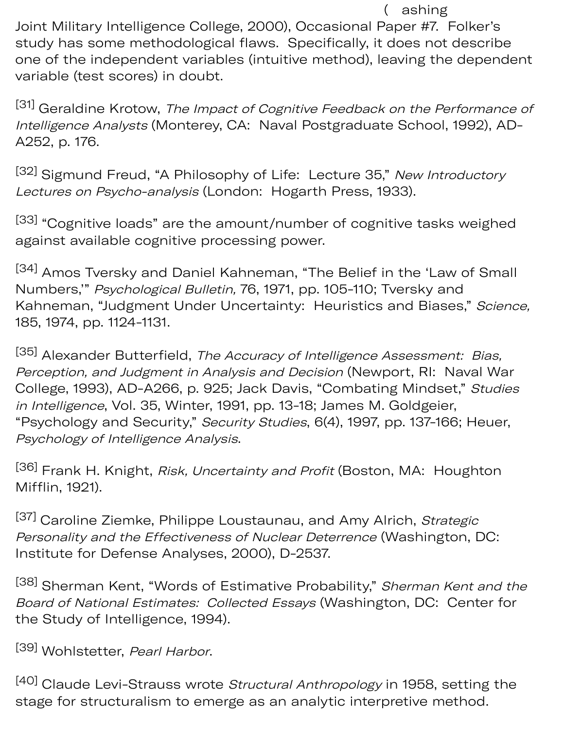(Washing Joint Military Intelligence College, 2000), Occasional Paper #7. Folker's study has some methodological flaws. Specifically, it does not describe one of the independent variables (intuitive method), leaving the dependent variable (test scores) in doubt.

[31] Geraldine Krotow, *The Impact of Cognitive Feedback on the Performance of Intelligence Analysts* (Monterey, CA: Naval Postgraduate School, 1992), AD-A252, p. 176.

[32] Sigmund Freud, "A Philosophy of Life: Lecture 35," *New Introductory Lectures on Psycho-analysis* (London: Hogarth Press, 1933).

[33] "Cognitive loads" are the amount/number of cognitive tasks weighed against available cognitive processing power.

[34] Amos Tversky and Daniel Kahneman, "The Belief in the 'Law of Small Numbers,'" *Psychological Bulletin,* 76, 1971, pp. 105-110; Tversky and Kahneman, "Judgment Under Uncertainty: Heuristics and Biases," *Science,* 185, 1974, pp. 1124-1131.

[35] Alexander Butterfield, *The Accuracy of Intelligence Assessment: Bias, Perception, and Judgment in Analysis and Decision* (Newport, RI: Naval War College, 1993), AD-A266, p. 925; Jack Davis, "Combating Mindset," *Studies in Intelligence*, Vol. 35, Winter, 1991, pp. 13-18; James M. Goldgeier, "Psychology and Security," *Security Studies*, 6(4), 1997, pp. 137-166; Heuer, *Psychology of Intelligence Analysis*.

[36] Frank H. Knight, *Risk, Uncertainty and Profit* (Boston, MA: Houghton Mifflin, 1921).

[37] Caroline Ziemke, Philippe Loustaunau, and Amy Alrich, *Strategic Personality and the Effectiveness of Nuclear Deterrence* (Washington, DC: Institute for Defense Analyses, 2000), D-2537.

[38] Sherman Kent, "Words of Estimative Probability," *Sherman Kent and the Board of National Estimates: Collected Essays* (Washington, DC: Center for the Study of Intelligence, 1994).

[39] Wohlstetter, *Pearl Harbor*.

[40] Claude Levi-Strauss wrote *Structural Anthropology* in 1958, setting the stage for structuralism to emerge as an analytic interpretive method.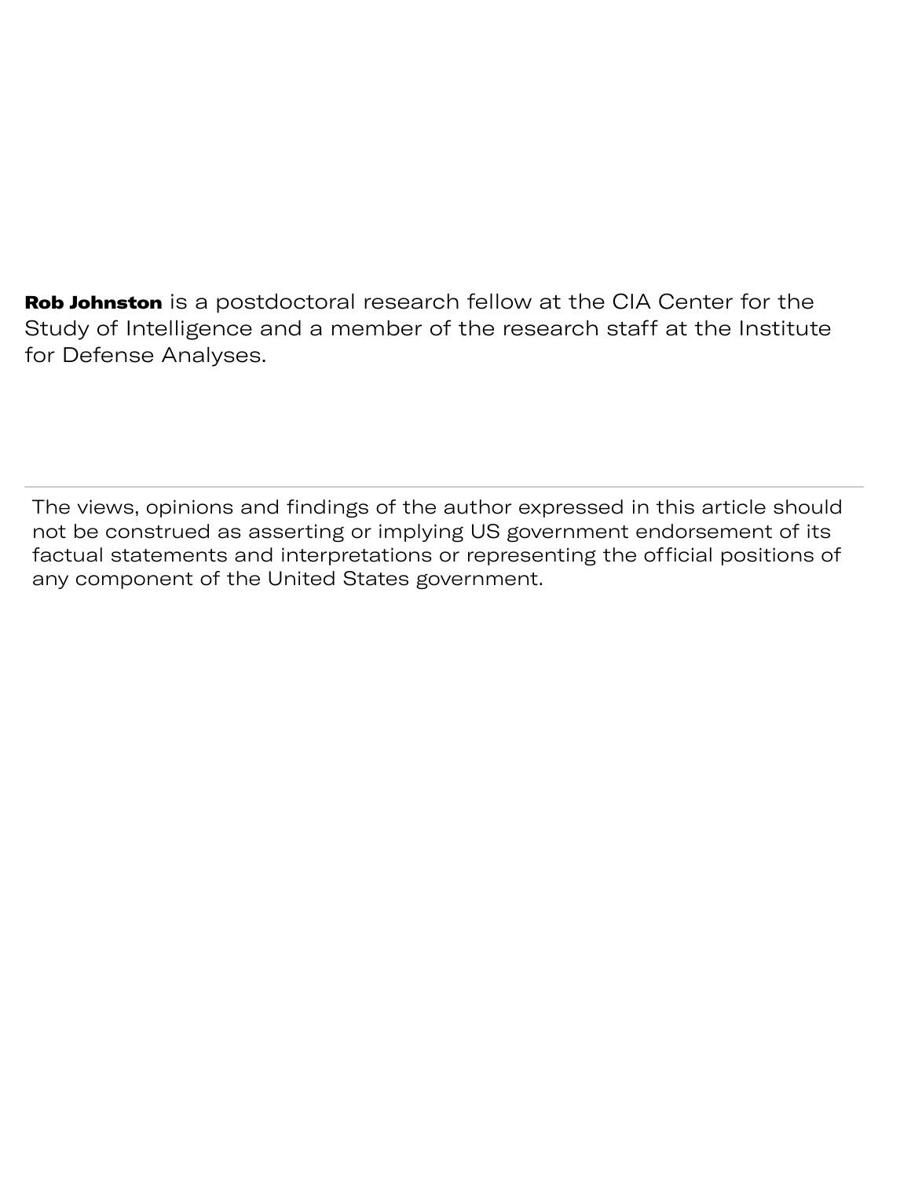**Rob Johnston** is a postdoctoral research fellow at the CIA Center for the Study of Intelligence and a member of the research staff at the Institute for Defense Analyses.

---

The views, opinions and findings of the author expressed in this article should not be construed as asserting or implying US government endorsement of its factual statements and interpretations or representing the official positions of any component of the United States government.